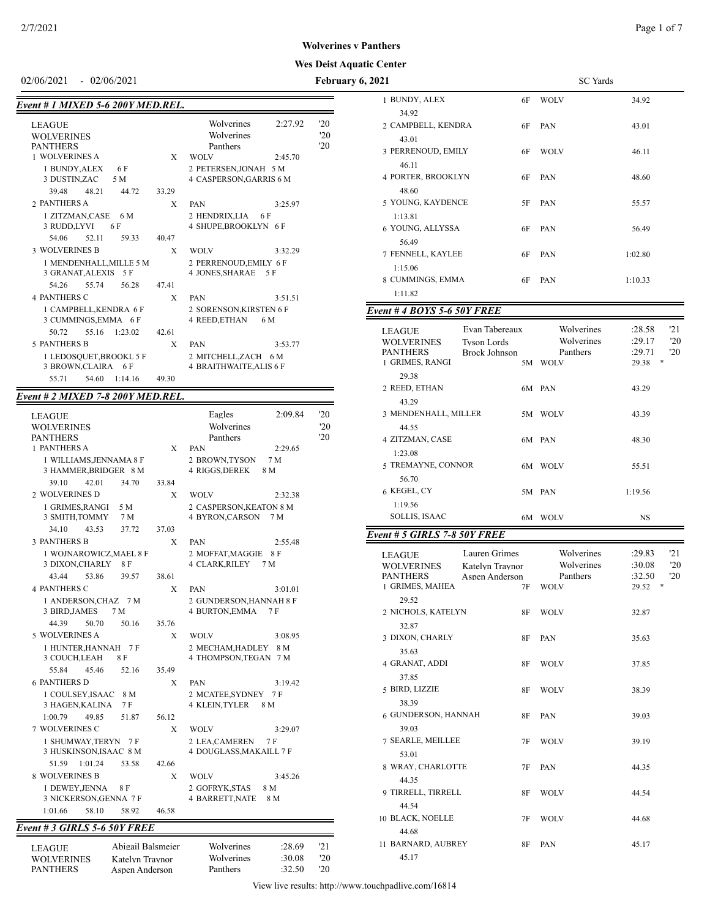**Wolverines v Panthers**

**Wes Deist Aquatic Center**

02/06/2021 - 02/06/2021 **February 6, 2021** SC Yards

## Event # 1 MIXED 5-6 200Y MED.REL.

| | | | | |
|---|---|---|---|---|
| LEAGUE | | Wolverines | 2:27.92 | '20 |
| WOLVERINES | | Wolverines | | '20 |
| PANTHERS | | Panthers | | '20 |

1 WOLVERINES A X WOLV 2:45.70
 1 BUNDY,ALEX 6 F 2 PETERSEN,JONAH 5 M
 3 DUSTIN,ZAC 5 M 4 CASPERSON,GARRIS 6 M
 39.48 48.21 44.72 33.29

2 PANTHERS A X PAN 3:25.97
 1 ZITZMAN,CASE 6 M 2 HENDRIX,LIA 6 F
 3 RUDD,LYVI 6 F 4 SHUPE,BROOKLYN 6 F
 54.06 52.11 59.33 40.47

3 WOLVERINES B X WOLV 3:32.29
 1 MENDENHALL,MILLE 5 M 2 PERRENOUD,EMILY 6 F
 3 GRANAT,ALEXIS 5 F 4 JONES,SHARAE 5 F
 54.26 55.74 56.28 47.41

4 PANTHERS C X PAN 3:51.51
 1 CAMPBELL,KENDRA 6 F 2 SORENSON,KIRSTEN 6 F
 3 CUMMINGS,EMMA 6 F 4 REED,ETHAN 6 M
 50.72 55.16 1:23.02 42.61

5 PANTHERS B X PAN 3:53.77
 1 LEDOSQUET,BROOKL 5 F 2 MITCHELL,ZACH 6 M
 3 BROWN,CLAIRA 6 F 4 BRAITHWAITE,ALIS 6 F
 55.71 54.60 1:14.16 49.30

## Event # 2 MIXED 7-8 200Y MED.REL.

| | | | | |
|---|---|---|---|---|
| LEAGUE | | Eagles | 2:09.84 | '20 |
| WOLVERINES | | Wolverines | | '20 |
| PANTHERS | | Panthers | | '20 |

1 PANTHERS A X PAN 2:29.65
 1 WILLIAMS,JENNAMA 8 F 2 BROWN,TYSON 7 M
 3 HAMMER,BRIDGER 8 M 4 RIGGS,DEREK 8 M
 39.10 42.01 34.70 33.84

2 WOLVERINES D X WOLV 2:32.38
 1 GRIMES,RANGI 5 M 2 CASPERSON,KEATON 8 M
 3 SMITH,TOMMY 7 M 4 BYRON,CARSON 7 M
 34.10 43.53 37.72 37.03

3 PANTHERS B X PAN 2:55.48
 1 WOJNAROWICZ,MAEL 8 F 2 MOFFAT,MAGGIE 8 F
 3 DIXON,CHARLY 8 F 4 CLARK,RILEY 7 M
 43.44 53.86 39.57 38.61

4 PANTHERS C X PAN 3:01.01
 1 ANDERSON,CHAZ 7 M 2 GUNDERSON,HANNAH 8 F
 3 BIRD,JAMES 7 M 4 BURTON,EMMA 7 F
 44.39 50.70 50.16 35.76

5 WOLVERINES A X WOLV 3:08.95
 1 HUNTER,HANNAH 7 F 2 MECHAM,HADLEY 8 M
 3 COUCH,LEAH 8 F 4 THOMPSON,TEGAN 7 M
 55.84 45.46 52.16 35.49

6 PANTHERS D X PAN 3:19.42
 1 COULSEY,ISAAC 8 M 2 MCATEE,SYDNEY 7 F
 3 HAGEN,KALINA 7 F 4 KLEIN,TYLER 8 M
 1:00.79 49.85 51.87 56.12

7 WOLVERINES C X WOLV 3:29.07
 1 SHUMWAY,TERYN 7 F 2 LEA,CAMEREN 7 F
 3 HUSKINSON,ISAAC 8 M 4 DOUGLASS,MAKAILL 7 F
 51.59 1:01.24 53.58 42.66

8 WOLVERINES B X WOLV 3:45.26
 1 DEWEY,JENNA 8 F 2 GOFRYK,STAS 8 M
 3 NICKERSON,GENNA 7 F 4 BARRETT,NATE 8 M
 1:01.66 58.10 58.92 46.58

## Event # 3 GIRLS 5-6 50Y FREE

| | | | | |
|---|---|---|---|---|
| LEAGUE | Abigail Balsmeier | Wolverines | :28.69 | '21 |
| WOLVERINES | Katelyn Traynor | Wolverines | :30.08 | '20 |
| PANTHERS | Aspen Anderson | Panthers | :32.50 | '20 |

| Place | Name | Age | Team | Time |
|---|---|---|---|---|
| 1 | BUNDY, ALEX | 6F | WOLV | 34.92 |
| | 34.92 | | | |
| 2 | CAMPBELL, KENDRA | 6F | PAN | 43.01 |
| | 43.01 | | | |
| 3 | PERRENOUD, EMILY | 6F | WOLV | 46.11 |
| | 46.11 | | | |
| 4 | PORTER, BROOKLYN | 6F | PAN | 48.60 |
| | 48.60 | | | |
| 5 | YOUNG, KAYDENCE | 5F | PAN | 55.57 |
| | 1:13.81 | | | |
| 6 | YOUNG, ALLYSSA | 6F | PAN | 56.49 |
| | 56.49 | | | |
| 7 | FENNELL, KAYLEE | 6F | PAN | 1:02.80 |
| | 1:15.06 | | | |
| 8 | CUMMINGS, EMMA | 6F | PAN | 1:10.33 |
| | 1:11.82 | | | |

## Event # 4 BOYS 5-6 50Y FREE

| | | | | |
|---|---|---|---|---|
| LEAGUE | Evan Tabereaux | Wolverines | :28.58 | '21 |
| WOLVERINES | Tyson Lords | Wolverines | :29.17 | '20 |
| PANTHERS | Brock Johnson | Panthers | :29.71 | '20 |

| Place | Name | Age | Team | Time |
|---|---|---|---|---|
| 1 | GRIMES, RANGI | 5M | WOLV | 29.38 * |
| | 29.38 | | | |
| 2 | REED, ETHAN | 6M | PAN | 43.29 |
| | 43.29 | | | |
| 3 | MENDENHALL, MILLER | 5M | WOLV | 43.39 |
| | 44.55 | | | |
| 4 | ZITZMAN, CASE | 6M | PAN | 48.30 |
| | 1:23.08 | | | |
| 5 | TREMAYNE, CONNOR | 6M | WOLV | 55.51 |
| | 56.70 | | | |
| 6 | KEGEL, CY | 5M | PAN | 1:19.56 |
| | 1:19.56 | | | |
| | SOLLIS, ISAAC | 6M | WOLV | NS |

## Event # 5 GIRLS 7-8 50Y FREE

| | | | | |
|---|---|---|---|---|
| LEAGUE | Lauren Grimes | Wolverines | :29.83 | '21 |
| WOLVERINES | Katelyn Traynor | Wolverines | :30.08 | '20 |
| PANTHERS | Aspen Anderson | Panthers | :32.50 | '20 |

| Place | Name | Age | Team | Time |
|---|---|---|---|---|
| 1 | GRIMES, MAHEA | 7F | WOLV | 29.52 * |
| | 29.52 | | | |
| 2 | NICHOLS, KATELYN | 8F | WOLV | 32.87 |
| | 32.87 | | | |
| 3 | DIXON, CHARLY | 8F | PAN | 35.63 |
| | 35.63 | | | |
| 4 | GRANAT, ADDI | 8F | WOLV | 37.85 |
| | 37.85 | | | |
| 5 | BIRD, LIZZIE | 8F | WOLV | 38.39 |
| | 38.39 | | | |
| 6 | GUNDERSON, HANNAH | 8F | PAN | 39.03 |
| | 39.03 | | | |
| 7 | SEARLE, MEILLEE | 7F | WOLV | 39.19 |
| | 53.01 | | | |
| 8 | WRAY, CHARLOTTE | 7F | PAN | 44.35 |
| | 44.35 | | | |
| 9 | TIRRELL, TIRRELL | 8F | WOLV | 44.54 |
| | 44.54 | | | |
| 10 | BLACK, NOELLE | 7F | WOLV | 44.68 |
| | 44.68 | | | |
| 11 | BARNARD, AUBREY | 8F | PAN | 45.17 |
| | 45.17 | | | |

View live results: http://www.touchpadlive.com/16814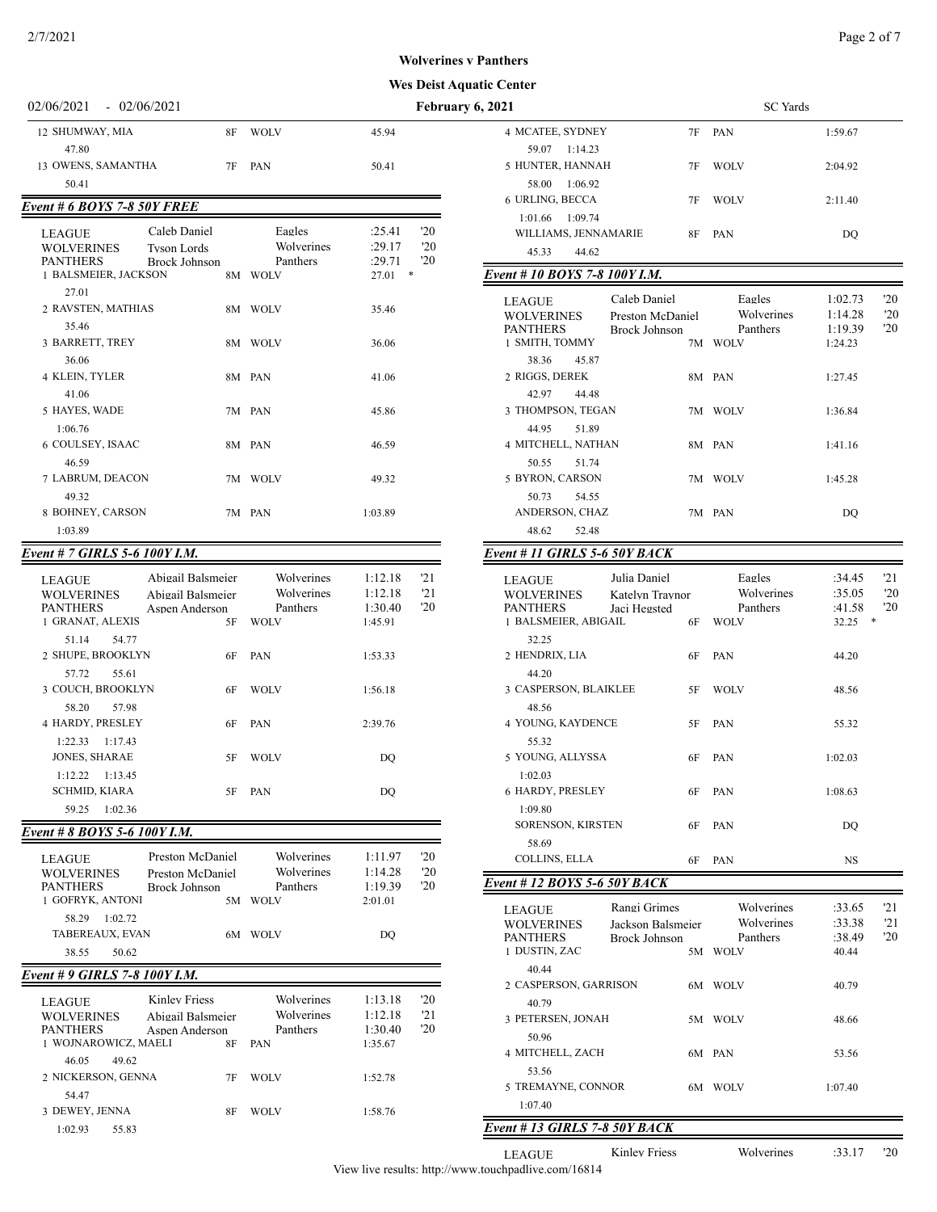**Wolverines v Panthers**

**Wes Deist Aquatic Center**

02/06/2021 - 02/06/2021 **February 6, 2021** SC Yards

| Place | Name | Age | Team | Time |
|---|---|---|---|---|
| 12 | SHUMWAY, MIA | 8F | WOLV | 45.94 |
| | 47.80 | | | |
| 13 | OWENS, SAMANTHA | 7F | PAN | 50.41 |
| | 50.41 | | | |

## *Event # 6 BOYS 7-8 50Y FREE*

| | Record Holder | Team | Time | Year |
|---|---|---|---|---|
| LEAGUE | Caleb Daniel | Eagles | :25.41 | '20 |
| WOLVERINES | Tyson Lords | Wolverines | :29.17 | '20 |
| PANTHERS | Brock Johnson | Panthers | :29.71 | '20 |

| Place | Name | Age | Team | Time |
|---|---|---|---|---|
| 1 | BALSMEIER, JACKSON | 8M | WOLV | 27.01 * |
| | 27.01 | | | |
| 2 | RAVSTEN, MATHIAS | 8M | WOLV | 35.46 |
| | 35.46 | | | |
| 3 | BARRETT, TREY | 8M | WOLV | 36.06 |
| | 36.06 | | | |
| 4 | KLEIN, TYLER | 8M | PAN | 41.06 |
| | 41.06 | | | |
| 5 | HAYES, WADE | 7M | PAN | 45.86 |
| | 1:06.76 | | | |
| 6 | COULSEY, ISAAC | 8M | PAN | 46.59 |
| | 46.59 | | | |
| 7 | LABRUM, DEACON | 7M | WOLV | 49.32 |
| | 49.32 | | | |
| 8 | BOHNEY, CARSON | 7M | PAN | 1:03.89 |
| | 1:03.89 | | | |

## *Event # 7 GIRLS 5-6 100Y I.M.*

| | Record Holder | Team | Time | Year |
|---|---|---|---|---|
| LEAGUE | Abigail Balsmeier | Wolverines | 1:12.18 | '21 |
| WOLVERINES | Abigail Balsmeier | Wolverines | 1:12.18 | '21 |
| PANTHERS | Aspen Anderson | Panthers | 1:30.40 | '20 |

| Place | Name | Age | Team | Time |
|---|---|---|---|---|
| 1 | GRANAT, ALEXIS | 5F | WOLV | 1:45.91 |
| | 51.14 54.77 | | | |
| 2 | SHUPE, BROOKLYN | 6F | PAN | 1:53.33 |
| | 57.72 55.61 | | | |
| 3 | COUCH, BROOKLYN | 6F | WOLV | 1:56.18 |
| | 58.20 57.98 | | | |
| 4 | HARDY, PRESLEY | 6F | PAN | 2:39.76 |
| | 1:22.33 1:17.43 | | | |
| | JONES, SHARAE | 5F | WOLV | DQ |
| | 1:12.22 1:13.45 | | | |
| | SCHMID, KIARA | 5F | PAN | DQ |
| | 59.25 1:02.36 | | | |

## *Event # 8 BOYS 5-6 100Y I.M.*

| | Record Holder | Team | Time | Year |
|---|---|---|---|---|
| LEAGUE | Preston McDaniel | Wolverines | 1:11.97 | '20 |
| WOLVERINES | Preston McDaniel | Wolverines | 1:14.28 | '20 |
| PANTHERS | Brock Johnson | Panthers | 1:19.39 | '20 |

| Place | Name | Age | Team | Time |
|---|---|---|---|---|
| 1 | GOFRYK, ANTONI | 5M | WOLV | 2:01.01 |
| | 58.29 1:02.72 | | | |
| | TABEREAUX, EVAN | 6M | WOLV | DQ |
| | 38.55 50.62 | | | |

## *Event # 9 GIRLS 7-8 100Y I.M.*

| | Record Holder | Team | Time | Year |
|---|---|---|---|---|
| LEAGUE | Kinley Friess | Wolverines | 1:13.18 | '20 |
| WOLVERINES | Abigail Balsmeier | Wolverines | 1:12.18 | '21 |
| PANTHERS | Aspen Anderson | Panthers | 1:30.40 | '20 |

| Place | Name | Age | Team | Time |
|---|---|---|---|---|
| 1 | WOJNAROWICZ, MAELI | 8F | PAN | 1:35.67 |
| | 46.05 49.62 | | | |
| 2 | NICKERSON, GENNA | 7F | WOLV | 1:52.78 |
| | 54.47 | | | |
| 3 | DEWEY, JENNA | 8F | WOLV | 1:58.76 |
| | 1:02.93 55.83 | | | |
| 4 | MCATEE, SYDNEY | 7F | PAN | 1:59.67 |
| | 59.07 1:14.23 | | | |
| 5 | HUNTER, HANNAH | 7F | WOLV | 2:04.92 |
| | 58.00 1:06.92 | | | |
| 6 | URLING, BECCA | 7F | WOLV | 2:11.40 |
| | 1:01.66 1:09.74 | | | |
| | WILLIAMS, JENNAMARIE | 8F | PAN | DQ |
| | 45.33 44.62 | | | |

## *Event # 10 BOYS 7-8 100Y I.M.*

| | Record Holder | Team | Time | Year |
|---|---|---|---|---|
| LEAGUE | Caleb Daniel | Eagles | 1:02.73 | '20 |
| WOLVERINES | Preston McDaniel | Wolverines | 1:14.28 | '20 |
| PANTHERS | Brock Johnson | Panthers | 1:19.39 | '20 |

| Place | Name | Age | Team | Time |
|---|---|---|---|---|
| 1 | SMITH, TOMMY | 7M | WOLV | 1:24.23 |
| | 38.36 45.87 | | | |
| 2 | RIGGS, DEREK | 8M | PAN | 1:27.45 |
| | 42.97 44.48 | | | |
| 3 | THOMPSON, TEGAN | 7M | WOLV | 1:36.84 |
| | 44.95 51.89 | | | |
| 4 | MITCHELL, NATHAN | 8M | PAN | 1:41.16 |
| | 50.55 51.74 | | | |
| 5 | BYRON, CARSON | 7M | WOLV | 1:45.28 |
| | 50.73 54.55 | | | |
| | ANDERSON, CHAZ | 7M | PAN | DQ |
| | 48.62 52.48 | | | |

## *Event # 11 GIRLS 5-6 50Y BACK*

| | Record Holder | Team | Time | Year |
|---|---|---|---|---|
| LEAGUE | Julia Daniel | Eagles | :34.45 | '21 |
| WOLVERINES | Katelyn Traynor | Wolverines | :35.05 | '20 |
| PANTHERS | Jaci Hegsted | Panthers | :41.58 | '20 |

| Place | Name | Age | Team | Time |
|---|---|---|---|---|
| 1 | BALSMEIER, ABIGAIL | 6F | WOLV | 32.25 * |
| | 32.25 | | | |
| 2 | HENDRIX, LIA | 6F | PAN | 44.20 |
| | 44.20 | | | |
| 3 | CASPERSON, BLAIKLEE | 5F | WOLV | 48.56 |
| | 48.56 | | | |
| 4 | YOUNG, KAYDENCE | 5F | PAN | 55.32 |
| | 55.32 | | | |
| 5 | YOUNG, ALLYSSA | 6F | PAN | 1:02.03 |
| | 1:02.03 | | | |
| 6 | HARDY, PRESLEY | 6F | PAN | 1:08.63 |
| | 1:09.80 | | | |
| | SORENSON, KIRSTEN | 6F | PAN | DQ |
| | 58.69 | | | |
| | COLLINS, ELLA | 6F | PAN | NS |

## *Event # 12 BOYS 5-6 50Y BACK*

| | Record Holder | Team | Time | Year |
|---|---|---|---|---|
| LEAGUE | Rangi Grimes | Wolverines | :33.65 | '21 |
| WOLVERINES | Jackson Balsmeier | Wolverines | :33.38 | '21 |
| PANTHERS | Brock Johnson | Panthers | :38.49 | '20 |

| Place | Name | Age | Team | Time |
|---|---|---|---|---|
| 1 | DUSTIN, ZAC | 5M | WOLV | 40.44 |
| | 40.44 | | | |
| 2 | CASPERSON, GARRISON | 6M | WOLV | 40.79 |
| | 40.79 | | | |
| 3 | PETERSEN, JONAH | 5M | WOLV | 48.66 |
| | 50.96 | | | |
| 4 | MITCHELL, ZACH | 6M | PAN | 53.56 |
| | 53.56 | | | |
| 5 | TREMAYNE, CONNOR | 6M | WOLV | 1:07.40 |
| | 1:07.40 | | | |

## *Event # 13 GIRLS 7-8 50Y BACK*

| | Record Holder | Team | Time | Year |
|---|---|---|---|---|
| LEAGUE | Kinley Friess | Wolverines | :33.17 | '20 |

View live results: http://www.touchpadlive.com/16814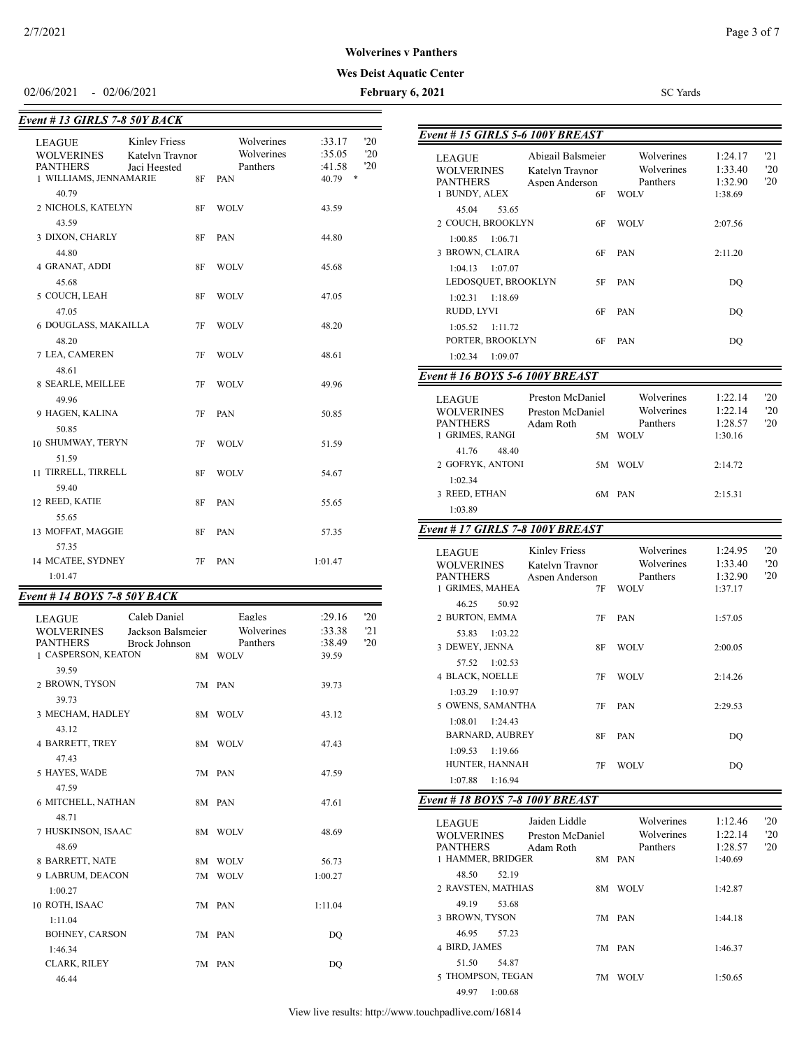**Wolverines v Panthers**

**Wes Deist Aquatic Center**

02/06/2021 - 02/06/2021 **February 6, 2021** SC Yards

### Event # 13 GIRLS 7-8 50Y BACK

| | | | | |
|---|---|---|---|---|
| LEAGUE | Kinley Friess | Wolverines | :33.17 | '20 |
| WOLVERINES | Katelyn Traynor | Wolverines | :35.05 | '20 |
| PANTHERS | Jaci Hegsted | Panthers | :41.58 | '20 |

| Place | Name | Age | Team | Time | Splits |
|---|---|---|---|---|---|
| 1 | WILLIAMS, JENNAMARIE | 8F | PAN | 40.79 * | 40.79 |
| 2 | NICHOLS, KATELYN | 8F | WOLV | 43.59 | 43.59 |
| 3 | DIXON, CHARLY | 8F | PAN | 44.80 | 44.80 |
| 4 | GRANAT, ADDI | 8F | WOLV | 45.68 | 45.68 |
| 5 | COUCH, LEAH | 8F | WOLV | 47.05 | 47.05 |
| 6 | DOUGLASS, MAKAILLA | 7F | WOLV | 48.20 | 48.20 |
| 7 | LEA, CAMEREN | 7F | WOLV | 48.61 | 48.61 |
| 8 | SEARLE, MEILLEE | 7F | WOLV | 49.96 | 49.96 |
| 9 | HAGEN, KALINA | 7F | PAN | 50.85 | 50.85 |
| 10 | SHUMWAY, TERYN | 7F | WOLV | 51.59 | 51.59 |
| 11 | TIRRELL, TIRRELL | 8F | WOLV | 54.67 | 59.40 |
| 12 | REED, KATIE | 8F | PAN | 55.65 | 55.65 |
| 13 | MOFFAT, MAGGIE | 8F | PAN | 57.35 | 57.35 |
| 14 | MCATEE, SYDNEY | 7F | PAN | 1:01.47 | 1:01.47 |

### Event # 14 BOYS 7-8 50Y BACK

| | | | | |
|---|---|---|---|---|
| LEAGUE | Caleb Daniel | Eagles | :29.16 | '20 |
| WOLVERINES | Jackson Balsmeier | Wolverines | :33.38 | '21 |
| PANTHERS | Brock Johnson | Panthers | :38.49 | '20 |

| Place | Name | Age | Team | Time | Splits |
|---|---|---|---|---|---|
| 1 | CASPERSON, KEATON | 8M | WOLV | 39.59 | 39.59 |
| 2 | BROWN, TYSON | 7M | PAN | 39.73 | 39.73 |
| 3 | MECHAM, HADLEY | 8M | WOLV | 43.12 | 43.12 |
| 4 | BARRETT, TREY | 8M | WOLV | 47.43 | 47.43 |
| 5 | HAYES, WADE | 7M | PAN | 47.59 | 47.59 |
| 6 | MITCHELL, NATHAN | 8M | PAN | 47.61 | 48.71 |
| 7 | HUSKINSON, ISAAC | 8M | WOLV | 48.69 | 48.69 |
| 8 | BARRETT, NATE | 8M | WOLV | 56.73 | |
| 9 | LABRUM, DEACON | 7M | WOLV | 1:00.27 | 1:00.27 |
| 10 | ROTH, ISAAC | 7M | PAN | 1:11.04 | 1:11.04 |
| | BOHNEY, CARSON | 7M | PAN | DQ | 1:46.34 |
| | CLARK, RILEY | 7M | PAN | DQ | 46.44 |

### Event # 15 GIRLS 5-6 100Y BREAST

| | | | | |
|---|---|---|---|---|
| LEAGUE | Abigail Balsmeier | Wolverines | 1:24.17 | '21 |
| WOLVERINES | Katelyn Traynor | Wolverines | 1:33.40 | '20 |
| PANTHERS | Aspen Anderson | Panthers | 1:32.90 | '20 |

| Place | Name | Age | Team | Time | Splits |
|---|---|---|---|---|---|
| 1 | BUNDY, ALEX | 6F | WOLV | 1:38.69 | 45.04 53.65 |
| 2 | COUCH, BROOKLYN | 6F | WOLV | 2:07.56 | 1:00.85 1:06.71 |
| 3 | BROWN, CLAIRA | 6F | PAN | 2:11.20 | 1:04.13 1:07.07 |
| | LEDOSQUET, BROOKLYN | 5F | PAN | DQ | 1:02.31 1:18.69 |
| | RUDD, LYVI | 6F | PAN | DQ | 1:05.52 1:11.72 |
| | PORTER, BROOKLYN | 6F | PAN | DQ | 1:02.34 1:09.07 |

### Event # 16 BOYS 5-6 100Y BREAST

| | | | | |
|---|---|---|---|---|
| LEAGUE | Preston McDaniel | Wolverines | 1:22.14 | '20 |
| WOLVERINES | Preston McDaniel | Wolverines | 1:22.14 | '20 |
| PANTHERS | Adam Roth | Panthers | 1:28.57 | '20 |

| Place | Name | Age | Team | Time | Splits |
|---|---|---|---|---|---|
| 1 | GRIMES, RANGI | 5M | WOLV | 1:30.16 | 41.76 48.40 |
| 2 | GOFRYK, ANTONI | 5M | WOLV | 2:14.72 | 1:02.34 |
| 3 | REED, ETHAN | 6M | PAN | 2:15.31 | 1:03.89 |

### Event # 17 GIRLS 7-8 100Y BREAST

| | | | | |
|---|---|---|---|---|
| LEAGUE | Kinley Friess | Wolverines | 1:24.95 | '20 |
| WOLVERINES | Katelyn Traynor | Wolverines | 1:33.40 | '20 |
| PANTHERS | Aspen Anderson | Panthers | 1:32.90 | '20 |

| Place | Name | Age | Team | Time | Splits |
|---|---|---|---|---|---|
| 1 | GRIMES, MAHEA | 7F | WOLV | 1:37.17 | 46.25 50.92 |
| 2 | BURTON, EMMA | 7F | PAN | 1:57.05 | 53.83 1:03.22 |
| 3 | DEWEY, JENNA | 8F | WOLV | 2:00.05 | 57.52 1:02.53 |
| 4 | BLACK, NOELLE | 7F | WOLV | 2:14.26 | 1:03.29 1:10.97 |
| 5 | OWENS, SAMANTHA | 7F | PAN | 2:29.53 | 1:08.01 1:24.43 |
| | BARNARD, AUBREY | 8F | PAN | DQ | 1:09.53 1:19.66 |
| | HUNTER, HANNAH | 7F | WOLV | DQ | 1:07.88 1:16.94 |

### Event # 18 BOYS 7-8 100Y BREAST

| | | | | |
|---|---|---|---|---|
| LEAGUE | Jaiden Liddle | Wolverines | 1:12.46 | '20 |
| WOLVERINES | Preston McDaniel | Wolverines | 1:22.14 | '20 |
| PANTHERS | Adam Roth | Panthers | 1:28.57 | '20 |

| Place | Name | Age | Team | Time | Splits |
|---|---|---|---|---|---|
| 1 | HAMMER, BRIDGER | 8M | PAN | 1:40.69 | 48.50 52.19 |
| 2 | RAVSTEN, MATHIAS | 8M | WOLV | 1:42.87 | 49.19 53.68 |
| 3 | BROWN, TYSON | 7M | PAN | 1:44.18 | 46.95 57.23 |
| 4 | BIRD, JAMES | 7M | PAN | 1:46.37 | 51.50 54.87 |
| 5 | THOMPSON, TEGAN | 7M | WOLV | 1:50.65 | 49.97 1:00.68 |

View live results: http://www.touchpadlive.com/16814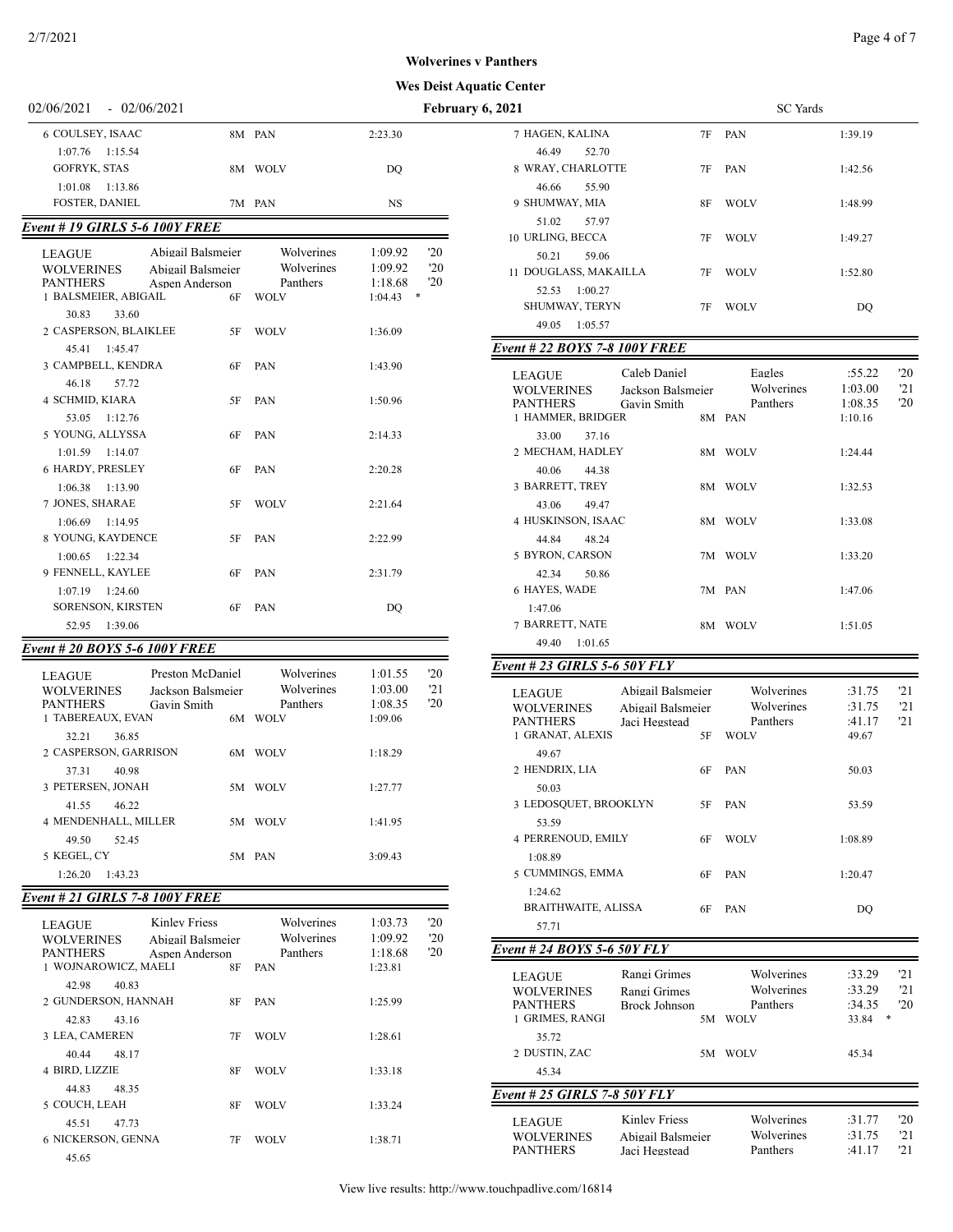**Wolverines v Panthers**

**Wes Deist Aquatic Center**

02/06/2021 - 02/06/2021 **February 6, 2021** SC Yards

| | | | |
|---|---|---|---|
| 6 COULSEY, ISAAC | 8M | PAN | 2:23.30 |
| 1:07.76 1:15.54 | | | |
| GOFRYK, STAS | 8M | WOLV | DQ |
| 1:01.08 1:13.86 | | | |
| FOSTER, DANIEL | 7M | PAN | NS |

### Event # 19 GIRLS 5-6 100Y FREE

| | | | | |
|---|---|---|---|---|
| LEAGUE | Abigail Balsmeier | Wolverines | 1:09.92 | '20 |
| WOLVERINES | Abigail Balsmeier | Wolverines | 1:09.92 | '20 |
| PANTHERS | Aspen Anderson | Panthers | 1:18.68 | '20 |

| | | | |
|---|---|---|---|
| 1 BALSMEIER, ABIGAIL | 6F | WOLV | 1:04.43 * |
| 30.83 33.60 | | | |
| 2 CASPERSON, BLAIKLEE | 5F | WOLV | 1:36.09 |
| 45.41 1:45.47 | | | |
| 3 CAMPBELL, KENDRA | 6F | PAN | 1:43.90 |
| 46.18 57.72 | | | |
| 4 SCHMID, KIARA | 5F | PAN | 1:50.96 |
| 53.05 1:12.76 | | | |
| 5 YOUNG, ALLYSSA | 6F | PAN | 2:14.33 |
| 1:01.59 1:14.07 | | | |
| 6 HARDY, PRESLEY | 6F | PAN | 2:20.28 |
| 1:06.38 1:13.90 | | | |
| 7 JONES, SHARAE | 5F | WOLV | 2:21.64 |
| 1:06.69 1:14.95 | | | |
| 8 YOUNG, KAYDENCE | 5F | PAN | 2:22.99 |
| 1:00.65 1:22.34 | | | |
| 9 FENNELL, KAYLEE | 6F | PAN | 2:31.79 |
| 1:07.19 1:24.60 | | | |
| SORENSON, KIRSTEN | 6F | PAN | DQ |
| 52.95 1:39.06 | | | |

### Event # 20 BOYS 5-6 100Y FREE

| | | | | |
|---|---|---|---|---|
| LEAGUE | Preston McDaniel | Wolverines | 1:01.55 | '20 |
| WOLVERINES | Jackson Balsmeier | Wolverines | 1:03.00 | '21 |
| PANTHERS | Gavin Smith | Panthers | 1:08.35 | '20 |

| | | | |
|---|---|---|---|
| 1 TABEREAUX, EVAN | 6M | WOLV | 1:09.06 |
| 32.21 36.85 | | | |
| 2 CASPERSON, GARRISON | 6M | WOLV | 1:18.29 |
| 37.31 40.98 | | | |
| 3 PETERSEN, JONAH | 5M | WOLV | 1:27.77 |
| 41.55 46.22 | | | |
| 4 MENDENHALL, MILLER | 5M | WOLV | 1:41.95 |
| 49.50 52.45 | | | |
| 5 KEGEL, CY | 5M | PAN | 3:09.43 |
| 1:26.20 1:43.23 | | | |

### Event # 21 GIRLS 7-8 100Y FREE

| | | | | |
|---|---|---|---|---|
| LEAGUE | Kinley Friess | Wolverines | 1:03.73 | '20 |
| WOLVERINES | Abigail Balsmeier | Wolverines | 1:09.92 | '20 |
| PANTHERS | Aspen Anderson | Panthers | 1:18.68 | '20 |

| | | | |
|---|---|---|---|
| 1 WOJNAROWICZ, MAELI | 8F | PAN | 1:23.81 |
| 42.98 40.83 | | | |
| 2 GUNDERSON, HANNAH | 8F | PAN | 1:25.99 |
| 42.83 43.16 | | | |
| 3 LEA, CAMEREN | 7F | WOLV | 1:28.61 |
| 40.44 48.17 | | | |
| 4 BIRD, LIZZIE | 8F | WOLV | 1:33.18 |
| 44.83 48.35 | | | |
| 5 COUCH, LEAH | 8F | WOLV | 1:33.24 |
| 45.51 47.73 | | | |
| 6 NICKERSON, GENNA | 7F | WOLV | 1:38.71 |
| 45.65 | | | |
| 7 HAGEN, KALINA | 7F | PAN | 1:39.19 |
| 46.49 52.70 | | | |
| 8 WRAY, CHARLOTTE | 7F | PAN | 1:42.56 |
| 46.66 55.90 | | | |
| 9 SHUMWAY, MIA | 8F | WOLV | 1:48.99 |
| 51.02 57.97 | | | |
| 10 URLING, BECCA | 7F | WOLV | 1:49.27 |
| 50.21 59.06 | | | |
| 11 DOUGLASS, MAKAILLA | 7F | WOLV | 1:52.80 |
| 52.53 1:00.27 | | | |
| SHUMWAY, TERYN | 7F | WOLV | DQ |
| 49.05 1:05.57 | | | |

### Event # 22 BOYS 7-8 100Y FREE

| | | | | |
|---|---|---|---|---|
| LEAGUE | Caleb Daniel | Eagles | :55.22 | '20 |
| WOLVERINES | Jackson Balsmeier | Wolverines | 1:03.00 | '21 |
| PANTHERS | Gavin Smith | Panthers | 1:08.35 | '20 |

| | | | |
|---|---|---|---|
| 1 HAMMER, BRIDGER | 8M | PAN | 1:10.16 |
| 33.00 37.16 | | | |
| 2 MECHAM, HADLEY | 8M | WOLV | 1:24.44 |
| 40.06 44.38 | | | |
| 3 BARRETT, TREY | 8M | WOLV | 1:32.53 |
| 43.06 49.47 | | | |
| 4 HUSKINSON, ISAAC | 8M | WOLV | 1:33.08 |
| 44.84 48.24 | | | |
| 5 BYRON, CARSON | 7M | WOLV | 1:33.20 |
| 42.34 50.86 | | | |
| 6 HAYES, WADE | 7M | PAN | 1:47.06 |
| 1:47.06 | | | |
| 7 BARRETT, NATE | 8M | WOLV | 1:51.05 |
| 49.40 1:01.65 | | | |

### Event # 23 GIRLS 5-6 50Y FLY

| | | | | |
|---|---|---|---|---|
| LEAGUE | Abigail Balsmeier | Wolverines | :31.75 | '21 |
| WOLVERINES | Abigail Balsmeier | Wolverines | :31.75 | '21 |
| PANTHERS | Jaci Hegstead | Panthers | :41.17 | '21 |

| | | | |
|---|---|---|---|
| 1 GRANAT, ALEXIS | 5F | WOLV | 49.67 |
| 49.67 | | | |
| 2 HENDRIX, LIA | 6F | PAN | 50.03 |
| 50.03 | | | |
| 3 LEDOSQUET, BROOKLYN | 5F | PAN | 53.59 |
| 53.59 | | | |
| 4 PERRENOUD, EMILY | 6F | WOLV | 1:08.89 |
| 1:08.89 | | | |
| 5 CUMMINGS, EMMA | 6F | PAN | 1:20.47 |
| 1:24.62 | | | |
| BRAITHWAITE, ALISSA | 6F | PAN | DQ |
| 57.71 | | | |

### Event # 24 BOYS 5-6 50Y FLY

| | | | | |
|---|---|---|---|---|
| LEAGUE | Rangi Grimes | Wolverines | :33.29 | '21 |
| WOLVERINES | Rangi Grimes | Wolverines | :33.29 | '21 |
| PANTHERS | Brock Johnson | Panthers | :34.35 | '20 |

| | | | |
|---|---|---|---|
| 1 GRIMES, RANGI | 5M | WOLV | 33.84 * |
| 35.72 | | | |
| 2 DUSTIN, ZAC | 5M | WOLV | 45.34 |
| 45.34 | | | |

### Event # 25 GIRLS 7-8 50Y FLY

| | | | | |
|---|---|---|---|---|
| LEAGUE | Kinley Friess | Wolverines | :31.77 | '20 |
| WOLVERINES | Abigail Balsmeier | Wolverines | :31.75 | '21 |
| PANTHERS | Jaci Hegstead | Panthers | :41.17 | '21 |

View live results: http://www.touchpadlive.com/16814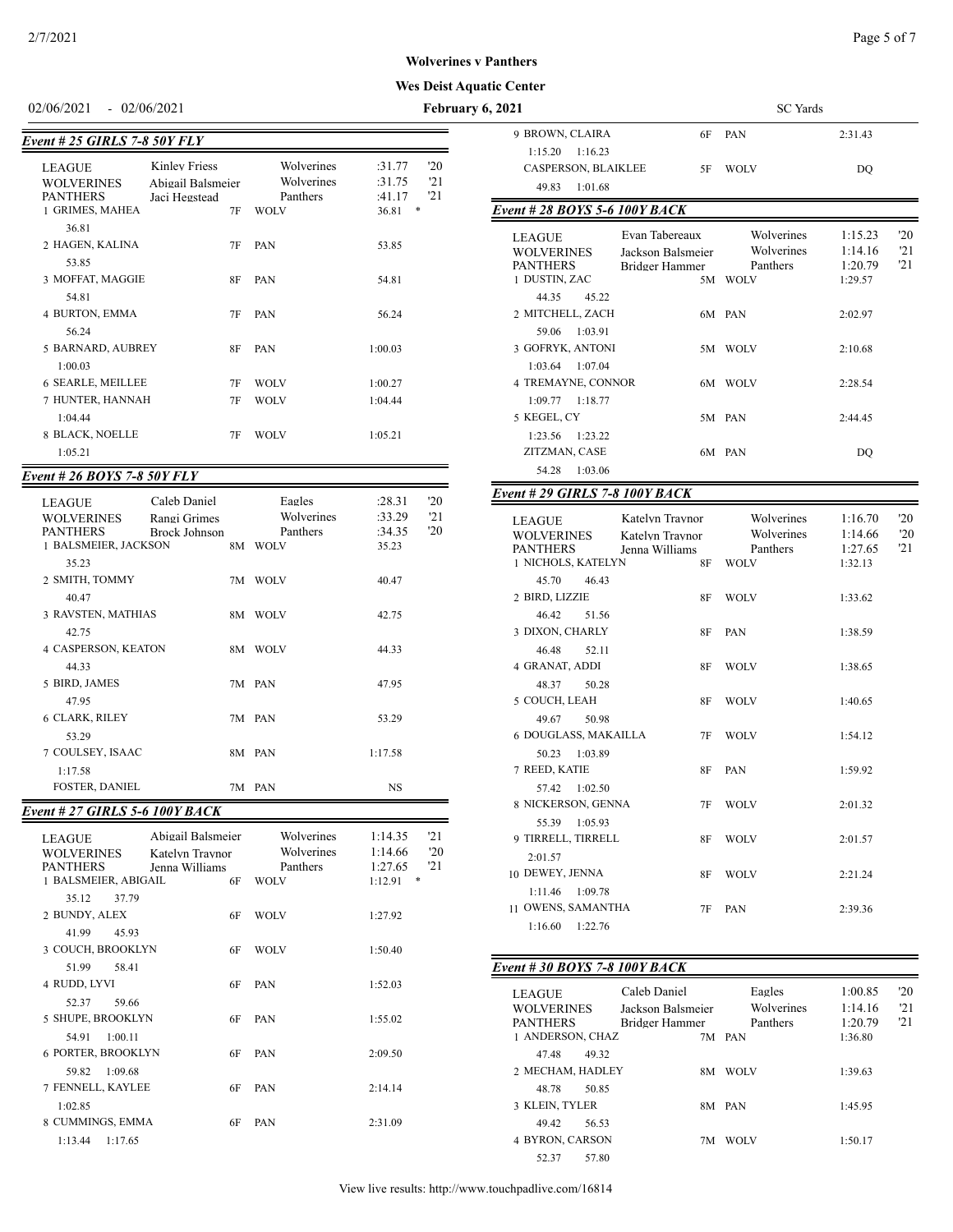**Wolverines v Panthers**

**Wes Deist Aquatic Center**

02/06/2021 - 02/06/2021 **February 6, 2021** SC Yards

### Event # 25 GIRLS 7-8 50Y FLY

| | | | | |
|---|---|---|---|---|
| LEAGUE | Kinley Friess | Wolverines | :31.77 | '20 |
| WOLVERINES | Abigail Balsmeier | Wolverines | :31.75 | '21 |
| PANTHERS | Jaci Hegstead | Panthers | :41.17 | '21 |

| Place | Name | Age | Team | Time |
|---|---|---|---|---|
| 1 | GRIMES, MAHEA | 7F | WOLV | 36.81 * |
| | 36.81 | | | |
| 2 | HAGEN, KALINA | 7F | PAN | 53.85 |
| | 53.85 | | | |
| 3 | MOFFAT, MAGGIE | 8F | PAN | 54.81 |
| | 54.81 | | | |
| 4 | BURTON, EMMA | 7F | PAN | 56.24 |
| | 56.24 | | | |
| 5 | BARNARD, AUBREY | 8F | PAN | 1:00.03 |
| | 1:00.03 | | | |
| 6 | SEARLE, MEILLEE | 7F | WOLV | 1:00.27 |
| 7 | HUNTER, HANNAH | 7F | WOLV | 1:04.44 |
| | 1:04.44 | | | |
| 8 | BLACK, NOELLE | 7F | WOLV | 1:05.21 |
| | 1:05.21 | | | |

### Event # 26 BOYS 7-8 50Y FLY

| | | | | |
|---|---|---|---|---|
| LEAGUE | Caleb Daniel | Eagles | :28.31 | '20 |
| WOLVERINES | Rangi Grimes | Wolverines | :33.29 | '21 |
| PANTHERS | Brock Johnson | Panthers | :34.35 | '20 |

| Place | Name | Age | Team | Time |
|---|---|---|---|---|
| 1 | BALSMEIER, JACKSON | 8M | WOLV | 35.23 |
| | 35.23 | | | |
| 2 | SMITH, TOMMY | 7M | WOLV | 40.47 |
| | 40.47 | | | |
| 3 | RAVSTEN, MATHIAS | 8M | WOLV | 42.75 |
| | 42.75 | | | |
| 4 | CASPERSON, KEATON | 8M | WOLV | 44.33 |
| | 44.33 | | | |
| 5 | BIRD, JAMES | 7M | PAN | 47.95 |
| | 47.95 | | | |
| 6 | CLARK, RILEY | 7M | PAN | 53.29 |
| | 53.29 | | | |
| 7 | COULSEY, ISAAC | 8M | PAN | 1:17.58 |
| | 1:17.58 | | | |
| | FOSTER, DANIEL | 7M | PAN | NS |

### Event # 27 GIRLS 5-6 100Y BACK

| | | | | |
|---|---|---|---|---|
| LEAGUE | Abigail Balsmeier | Wolverines | 1:14.35 | '21 |
| WOLVERINES | Katelyn Traynor | Wolverines | 1:14.66 | '20 |
| PANTHERS | Jenna Williams | Panthers | 1:27.65 | '21 |

| Place | Name | Age | Team | Time |
|---|---|---|---|---|
| 1 | BALSMEIER, ABIGAIL | 6F | WOLV | 1:12.91 * |
| | 35.12 37.79 | | | |
| 2 | BUNDY, ALEX | 6F | WOLV | 1:27.92 |
| | 41.99 45.93 | | | |
| 3 | COUCH, BROOKLYN | 6F | WOLV | 1:50.40 |
| | 51.99 58.41 | | | |
| 4 | RUDD, LYVI | 6F | PAN | 1:52.03 |
| | 52.37 59.66 | | | |
| 5 | SHUPE, BROOKLYN | 6F | PAN | 1:55.02 |
| | 54.91 1:00.11 | | | |
| 6 | PORTER, BROOKLYN | 6F | PAN | 2:09.50 |
| | 59.82 1:09.68 | | | |
| 7 | FENNELL, KAYLEE | 6F | PAN | 2:14.14 |
| | 1:02.85 | | | |
| 8 | CUMMINGS, EMMA | 6F | PAN | 2:31.09 |
| | 1:13.44 1:17.65 | | | |
| 9 | BROWN, CLAIRA | 6F | PAN | 2:31.43 |
| | 1:15.20 1:16.23 | | | |
| | CASPERSON, BLAIKLEE | 5F | WOLV | DQ |
| | 49.83 1:01.68 | | | |

### Event # 28 BOYS 5-6 100Y BACK

| | | | | |
|---|---|---|---|---|
| LEAGUE | Evan Tabereaux | Wolverines | 1:15.23 | '20 |
| WOLVERINES | Jackson Balsmeier | Wolverines | 1:14.16 | '21 |
| PANTHERS | Bridger Hammer | Panthers | 1:20.79 | '21 |

| Place | Name | Age | Team | Time |
|---|---|---|---|---|
| 1 | DUSTIN, ZAC | 5M | WOLV | 1:29.57 |
| | 44.35 45.22 | | | |
| 2 | MITCHELL, ZACH | 6M | PAN | 2:02.97 |
| | 59.06 1:03.91 | | | |
| 3 | GOFRYK, ANTONI | 5M | WOLV | 2:10.68 |
| | 1:03.64 1:07.04 | | | |
| 4 | TREMAYNE, CONNOR | 6M | WOLV | 2:28.54 |
| | 1:09.77 1:18.77 | | | |
| 5 | KEGEL, CY | 5M | PAN | 2:44.45 |
| | 1:23.56 1:23.22 | | | |
| | ZITZMAN, CASE | 6M | PAN | DQ |
| | 54.28 1:03.06 | | | |

### Event # 29 GIRLS 7-8 100Y BACK

| | | | | |
|---|---|---|---|---|
| LEAGUE | Katelyn Traynor | Wolverines | 1:16.70 | '20 |
| WOLVERINES | Katelyn Traynor | Wolverines | 1:14.66 | '20 |
| PANTHERS | Jenna Williams | Panthers | 1:27.65 | '21 |

| Place | Name | Age | Team | Time |
|---|---|---|---|---|
| 1 | NICHOLS, KATELYN | 8F | WOLV | 1:32.13 |
| | 45.70 46.43 | | | |
| 2 | BIRD, LIZZIE | 8F | WOLV | 1:33.62 |
| | 46.42 51.56 | | | |
| 3 | DIXON, CHARLY | 8F | PAN | 1:38.59 |
| | 46.48 52.11 | | | |
| 4 | GRANAT, ADDI | 8F | WOLV | 1:38.65 |
| | 48.37 50.28 | | | |
| 5 | COUCH, LEAH | 8F | WOLV | 1:40.65 |
| | 49.67 50.98 | | | |
| 6 | DOUGLASS, MAKAILLA | 7F | WOLV | 1:54.12 |
| | 50.23 1:03.89 | | | |
| 7 | REED, KATIE | 8F | PAN | 1:59.92 |
| | 57.42 1:02.50 | | | |
| 8 | NICKERSON, GENNA | 7F | WOLV | 2:01.32 |
| | 55.39 1:05.93 | | | |
| 9 | TIRRELL, TIRRELL | 8F | WOLV | 2:01.57 |
| | 2:01.57 | | | |
| 10 | DEWEY, JENNA | 8F | WOLV | 2:21.24 |
| | 1:11.46 1:09.78 | | | |
| 11 | OWENS, SAMANTHA | 7F | PAN | 2:39.36 |
| | 1:16.60 1:22.76 | | | |

### Event # 30 BOYS 7-8 100Y BACK

| | | | | |
|---|---|---|---|---|
| LEAGUE | Caleb Daniel | Eagles | 1:00.85 | '20 |
| WOLVERINES | Jackson Balsmeier | Wolverines | 1:14.16 | '21 |
| PANTHERS | Bridger Hammer | Panthers | 1:20.79 | '21 |

| Place | Name | Age | Team | Time |
|---|---|---|---|---|
| 1 | ANDERSON, CHAZ | 7M | PAN | 1:36.80 |
| | 47.48 49.32 | | | |
| 2 | MECHAM, HADLEY | 8M | WOLV | 1:39.63 |
| | 48.78 50.85 | | | |
| 3 | KLEIN, TYLER | 8M | PAN | 1:45.95 |
| | 49.42 56.53 | | | |
| 4 | BYRON, CARSON | 7M | WOLV | 1:50.17 |
| | 52.37 57.80 | | | |

View live results: http://www.touchpadlive.com/16814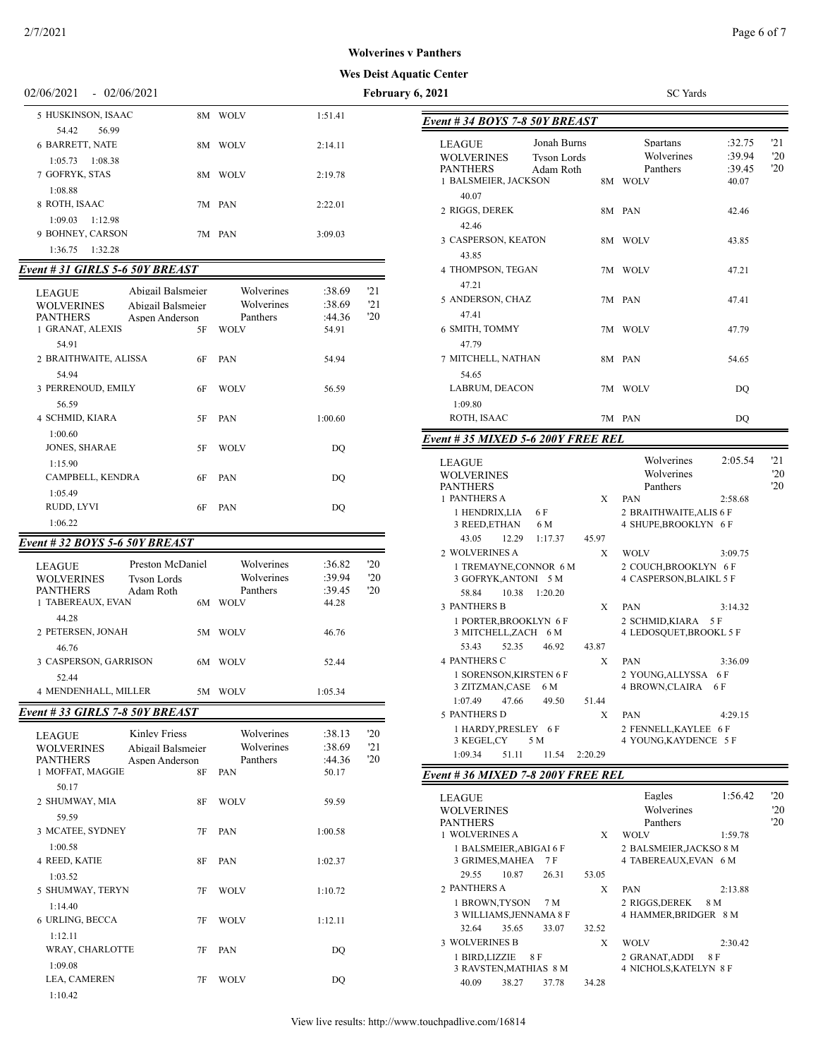**Wolverines v Panthers**

**Wes Deist Aquatic Center**

02/06/2021 - 02/06/2021 **February 6, 2021** SC Yards

| | | | |
|---|---|---|---|
| 5 HUSKINSON, ISAAC | 8M | WOLV | 1:51.41 |
| 54.42 56.99 | | | |
| 6 BARRETT, NATE | 8M | WOLV | 2:14.11 |
| 1:05.73 1:08.38 | | | |
| 7 GOFRYK, STAS | 8M | WOLV | 2:19.78 |
| 1:08.88 | | | |
| 8 ROTH, ISAAC | 7M | PAN | 2:22.01 |
| 1:09.03 1:12.98 | | | |
| 9 BOHNEY, CARSON | 7M | PAN | 3:09.03 |
| 1:36.75 1:32.28 | | | |

### Event # 31 GIRLS 5-6 50Y BREAST

| | | | | |
|---|---|---|---|---|
| LEAGUE | Abigail Balsmeier | Wolverines | :38.69 | '21 |
| WOLVERINES | Abigail Balsmeier | Wolverines | :38.69 | '21 |
| PANTHERS | Aspen Anderson | Panthers | :44.36 | '20 |
| 1 GRANAT, ALEXIS | 5F | WOLV | 54.91 | |
| 54.91 | | | | |
| 2 BRAITHWAITE, ALISSA | 6F | PAN | 54.94 | |
| 54.94 | | | | |
| 3 PERRENOUD, EMILY | 6F | WOLV | 56.59 | |
| 56.59 | | | | |
| 4 SCHMID, KIARA | 5F | PAN | 1:00.60 | |
| 1:00.60 | | | | |
| JONES, SHARAE | 5F | WOLV | DQ | |
| 1:15.90 | | | | |
| CAMPBELL, KENDRA | 6F | PAN | DQ | |
| 1:05.49 | | | | |
| RUDD, LYVI | 6F | PAN | DQ | |
| 1:06.22 | | | | |

### Event # 32 BOYS 5-6 50Y BREAST

| | | | | |
|---|---|---|---|---|
| LEAGUE | Preston McDaniel | Wolverines | :36.82 | '20 |
| WOLVERINES | Tyson Lords | Wolverines | :39.94 | '20 |
| PANTHERS | Adam Roth | Panthers | :39.45 | '20 |
| 1 TABEREAUX, EVAN | 6M | WOLV | 44.28 | |
| 44.28 | | | | |
| 2 PETERSEN, JONAH | 5M | WOLV | 46.76 | |
| 46.76 | | | | |
| 3 CASPERSON, GARRISON | 6M | WOLV | 52.44 | |
| 52.44 | | | | |
| 4 MENDENHALL, MILLER | 5M | WOLV | 1:05.34 | |

### Event # 33 GIRLS 7-8 50Y BREAST

| | | | | |
|---|---|---|---|---|
| LEAGUE | Kinley Friess | Wolverines | :38.13 | '20 |
| WOLVERINES | Abigail Balsmeier | Wolverines | :38.69 | '21 |
| PANTHERS | Aspen Anderson | Panthers | :44.36 | '20 |
| 1 MOFFAT, MAGGIE | 8F | PAN | 50.17 | |
| 50.17 | | | | |
| 2 SHUMWAY, MIA | 8F | WOLV | 59.59 | |
| 59.59 | | | | |
| 3 MCATEE, SYDNEY | 7F | PAN | 1:00.58 | |
| 1:00.58 | | | | |
| 4 REED, KATIE | 8F | PAN | 1:02.37 | |
| 1:03.52 | | | | |
| 5 SHUMWAY, TERYN | 7F | WOLV | 1:10.72 | |
| 1:14.40 | | | | |
| 6 URLING, BECCA | 7F | WOLV | 1:12.11 | |
| 1:12.11 | | | | |
| WRAY, CHARLOTTE | 7F | PAN | DQ | |
| 1:09.08 | | | | |
| LEA, CAMEREN | 7F | WOLV | DQ | |
| 1:10.42 | | | | |

### Event # 34 BOYS 7-8 50Y BREAST

| | | | | |
|---|---|---|---|---|
| LEAGUE | Jonah Burns | Spartans | :32.75 | '21 |
| WOLVERINES | Tyson Lords | Wolverines | :39.94 | '20 |
| PANTHERS | Adam Roth | Panthers | :39.45 | '20 |
| 1 BALSMEIER, JACKSON | 8M | WOLV | 40.07 | |
| 40.07 | | | | |
| 2 RIGGS, DEREK | 8M | PAN | 42.46 | |
| 42.46 | | | | |
| 3 CASPERSON, KEATON | 8M | WOLV | 43.85 | |
| 43.85 | | | | |
| 4 THOMPSON, TEGAN | 7M | WOLV | 47.21 | |
| 47.21 | | | | |
| 5 ANDERSON, CHAZ | 7M | PAN | 47.41 | |
| 47.41 | | | | |
| 6 SMITH, TOMMY | 7M | WOLV | 47.79 | |
| 47.79 | | | | |
| 7 MITCHELL, NATHAN | 8M | PAN | 54.65 | |
| 54.65 | | | | |
| LABRUM, DEACON | 7M | WOLV | DQ | |
| 1:09.80 | | | | |
| ROTH, ISAAC | 7M | PAN | DQ | |

### Event # 35 MIXED 5-6 200Y FREE REL

| | | | | |
|---|---|---|---|---|
| LEAGUE | | Wolverines | 2:05.54 | '21 |
| WOLVERINES | | Wolverines | | '20 |
| PANTHERS | | Panthers | | '20 |
| 1 PANTHERS A | X | PAN | 2:58.68 | |
| 1 HENDRIX,LIA 6 F; 2 BRAITHWAITE,ALIS 6 F; 3 REED,ETHAN 6 M; 4 SHUPE,BROOKLYN 6 F | | | | |
| 43.05 12.29 1:17.37 45.97 | | | | |
| 2 WOLVERINES A | X | WOLV | 3:09.75 | |
| 1 TREMAYNE,CONNOR 6 M; 2 COUCH,BROOKLYN 6 F; 3 GOFRYK,ANTONI 5 M; 4 CASPERSON,BLAIKL 5 F | | | | |
| 58.84 10.38 1:20.20 | | | | |
| 3 PANTHERS B | X | PAN | 3:14.32 | |
| 1 PORTER,BROOKLYN 6 F; 2 SCHMID,KIARA 5 F; 3 MITCHELL,ZACH 6 M; 4 LEDOSQUET,BROOKL 5 F | | | | |
| 53.43 52.35 46.92 43.87 | | | | |
| 4 PANTHERS C | X | PAN | 3:36.09 | |
| 1 SORENSON,KIRSTEN 6 F; 2 YOUNG,ALLYSSA 6 F; 3 ZITZMAN,CASE 6 M; 4 BROWN,CLAIRA 6 F | | | | |
| 1:07.49 47.66 49.50 51.44 | | | | |
| 5 PANTHERS D | X | PAN | 4:29.15 | |
| 1 HARDY,PRESLEY 6 F; 2 FENNELL,KAYLEE 6 F; 3 KEGEL,CY 5 M; 4 YOUNG,KAYDENCE 5 F | | | | |
| 1:09.34 51.11 11.54 2:20.29 | | | | |

### Event # 36 MIXED 7-8 200Y FREE REL

| | | | | |
|---|---|---|---|---|
| LEAGUE | | Eagles | 1:56.42 | '20 |
| WOLVERINES | | Wolverines | | '20 |
| PANTHERS | | Panthers | | '20 |
| 1 WOLVERINES A | X | WOLV | 1:59.78 | |
| 1 BALSMEIER,ABIGAI 6 F; 2 BALSMEIER,JACKSO 8 M; 3 GRIMES,MAHEA 7 F; 4 TABEREAUX,EVAN 6 M | | | | |
| 29.55 10.87 26.31 53.05 | | | | |
| 2 PANTHERS A | X | PAN | 2:13.88 | |
| 1 BROWN,TYSON 7 M; 2 RIGGS,DEREK 8 M; 3 WILLIAMS,JENNAMA 8 F; 4 HAMMER,BRIDGER 8 M | | | | |
| 32.64 35.65 33.07 32.52 | | | | |
| 3 WOLVERINES B | X | WOLV | 2:30.42 | |
| 1 BIRD,LIZZIE 8 F; 2 GRANAT,ADDI 8 F; 3 RAVSTEN,MATHIAS 8 M; 4 NICHOLS,KATELYN 8 F | | | | |
| 40.09 38.27 37.78 34.28 | | | | |

View live results: http://www.touchpadlive.com/16814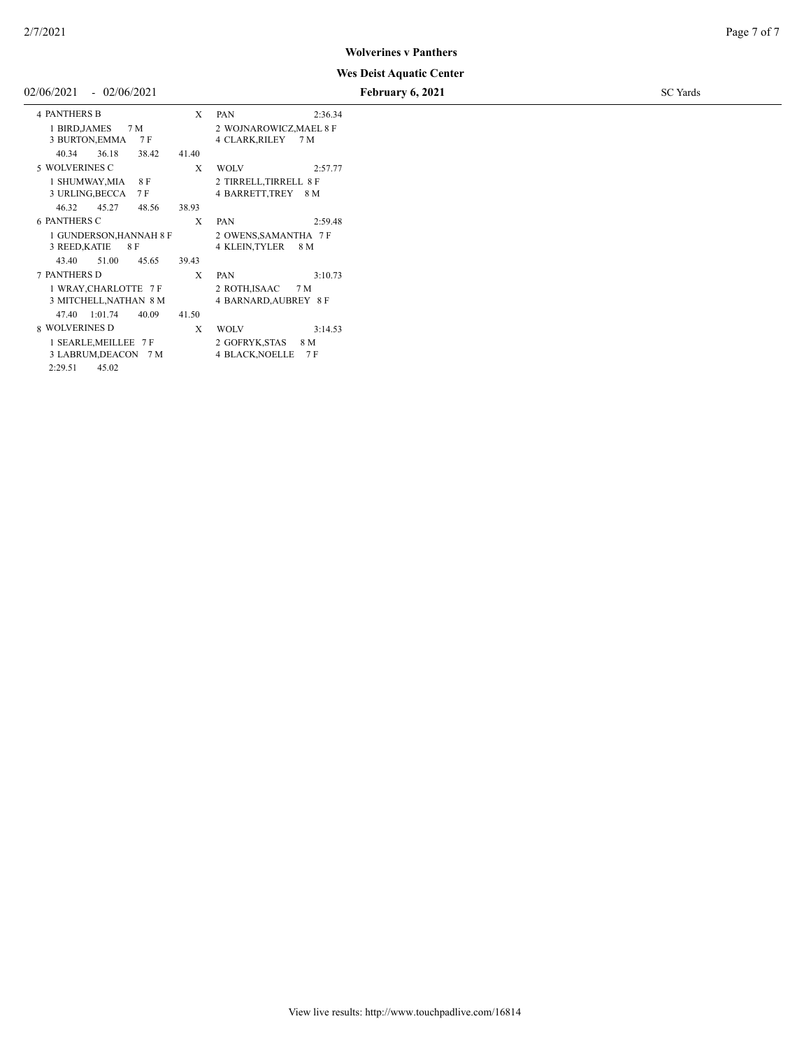**Wolverines v Panthers**

**Wes Deist Aquatic Center**

02/06/2021 - 02/06/2021 **February 6, 2021** SC Yards

4 PANTHERS B X PAN 2:36.34

1 BIRD,JAMES 7 M
2 WOJNAROWICZ,MAEL 8 F
3 BURTON,EMMA 7 F
4 CLARK,RILEY 7 M

40.34 36.18 38.42 41.40

5 WOLVERINES C X WOLV 2:57.77

1 SHUMWAY,MIA 8 F
2 TIRRELL,TIRRELL 8 F
3 URLING,BECCA 7 F
4 BARRETT,TREY 8 M

46.32 45.27 48.56 38.93

6 PANTHERS C X PAN 2:59.48

1 GUNDERSON,HANNAH 8 F
2 OWENS,SAMANTHA 7 F
3 REED,KATIE 8 F
4 KLEIN,TYLER 8 M

43.40 51.00 45.65 39.43

7 PANTHERS D X PAN 3:10.73

1 WRAY,CHARLOTTE 7 F
2 ROTH,ISAAC 7 M
3 MITCHELL,NATHAN 8 M
4 BARNARD,AUBREY 8 F

47.40 1:01.74 40.09 41.50

8 WOLVERINES D X WOLV 3:14.53

1 SEARLE,MEILLEE 7 F
2 GOFRYK,STAS 8 M
3 LABRUM,DEACON 7 M
4 BLACK,NOELLE 7 F

2:29.51 45.02

View live results: http://www.touchpadlive.com/16814